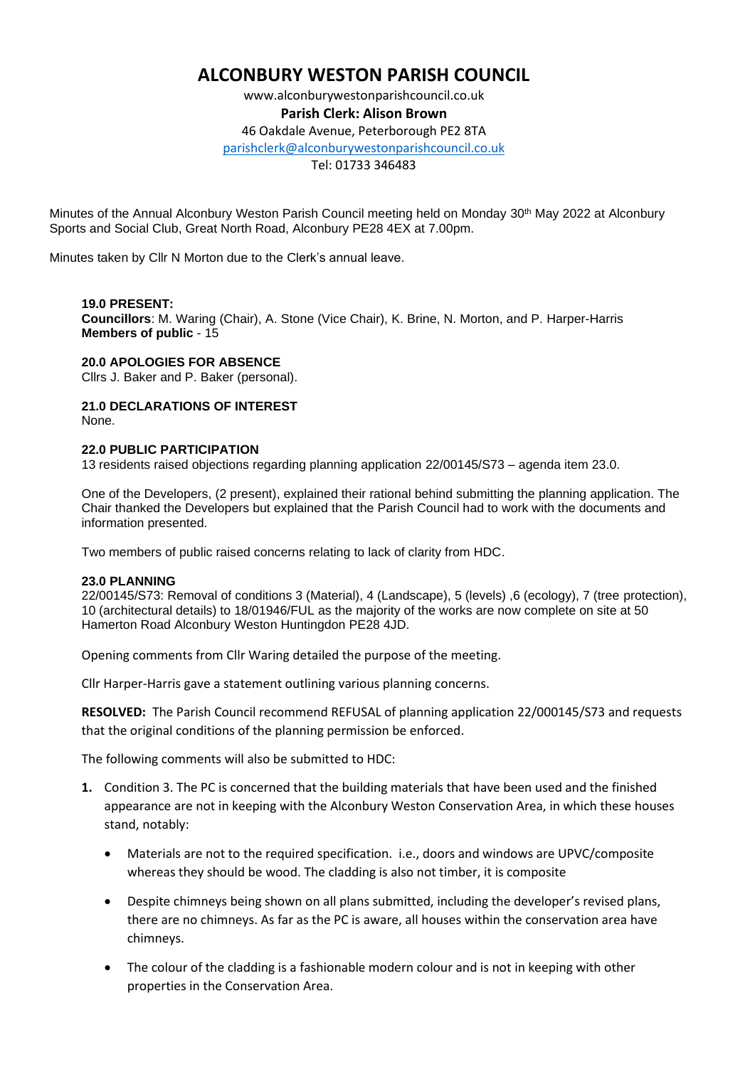# ALCONBURY WESTON PARISH COUNCIL

www.alconburywestonparishcouncil.co.uk

**Parish Clerk: Alison Brown**

46 Oakdale Avenue, Peterborough PE2 8TA

parishclerk@alconburywestonparishcouncil.co.uk

Tel: 01733 346483

Minutes of the Annual Alconbury Weston Parish Council meeting held on Monday 30th May 2022 at Alconbury Sports and Social Club, Great North Road, Alconbury PE28 4EX at 7.00pm.

Minutes taken by Cllr N Morton due to the Clerk's annual leave.

**19.0 PRESENT:**
**Councillors**: M. Waring (Chair), A. Stone (Vice Chair), K. Brine, N. Morton, and P. Harper-Harris
**Members of public** - 15

**20.0 APOLOGIES FOR ABSENCE**
Cllrs J. Baker and P. Baker (personal).

**21.0 DECLARATIONS OF INTEREST**
None.

**22.0 PUBLIC PARTICIPATION**
13 residents raised objections regarding planning application 22/00145/S73 – agenda item 23.0.

One of the Developers, (2 present), explained their rational behind submitting the planning application. The Chair thanked the Developers but explained that the Parish Council had to work with the documents and information presented.

Two members of public raised concerns relating to lack of clarity from HDC.

**23.0 PLANNING**
22/00145/S73: Removal of conditions 3 (Material), 4 (Landscape), 5 (levels) ,6 (ecology), 7 (tree protection), 10 (architectural details) to 18/01946/FUL as the majority of the works are now complete on site at 50 Hamerton Road Alconbury Weston Huntingdon PE28 4JD.

Opening comments from Cllr Waring detailed the purpose of the meeting.

Cllr Harper-Harris gave a statement outlining various planning concerns.

**RESOLVED:** The Parish Council recommend REFUSAL of planning application 22/000145/S73 and requests that the original conditions of the planning permission be enforced.

The following comments will also be submitted to HDC:

1. Condition 3. The PC is concerned that the building materials that have been used and the finished appearance are not in keeping with the Alconbury Weston Conservation Area, in which these houses stand, notably:
   - Materials are not to the required specification. i.e., doors and windows are UPVC/composite whereas they should be wood. The cladding is also not timber, it is composite
   - Despite chimneys being shown on all plans submitted, including the developer's revised plans, there are no chimneys. As far as the PC is aware, all houses within the conservation area have chimneys.
   - The colour of the cladding is a fashionable modern colour and is not in keeping with other properties in the Conservation Area.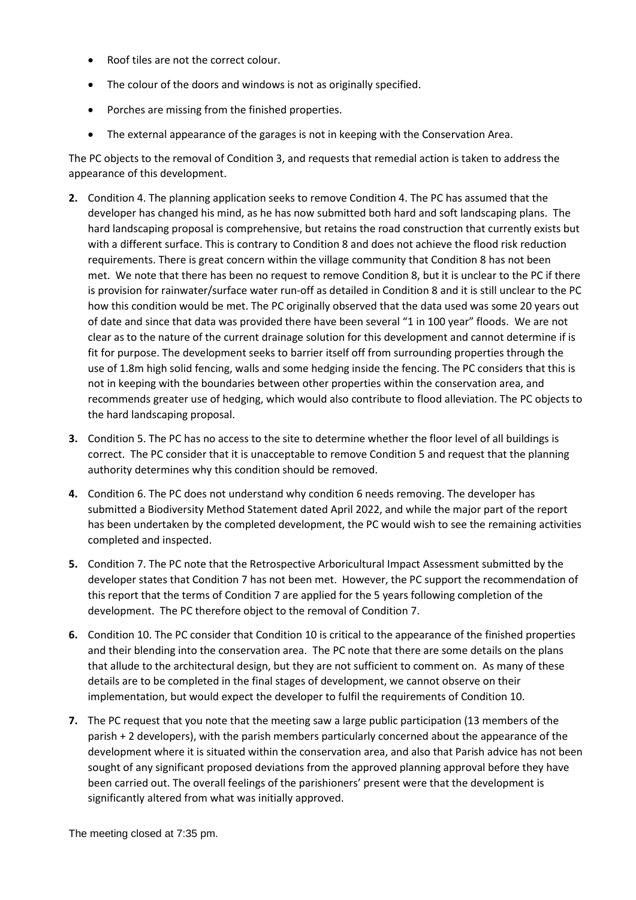- Roof tiles are not the correct colour.
- The colour of the doors and windows is not as originally specified.
- Porches are missing from the finished properties.
- The external appearance of the garages is not in keeping with the Conservation Area.

The PC objects to the removal of Condition 3, and requests that remedial action is taken to address the appearance of this development.

2. Condition 4. The planning application seeks to remove Condition 4. The PC has assumed that the developer has changed his mind, as he has now submitted both hard and soft landscaping plans. The hard landscaping proposal is comprehensive, but retains the road construction that currently exists but with a different surface. This is contrary to Condition 8 and does not achieve the flood risk reduction requirements. There is great concern within the village community that Condition 8 has not been met. We note that there has been no request to remove Condition 8, but it is unclear to the PC if there is provision for rainwater/surface water run-off as detailed in Condition 8 and it is still unclear to the PC how this condition would be met. The PC originally observed that the data used was some 20 years out of date and since that data was provided there have been several "1 in 100 year" floods. We are not clear as to the nature of the current drainage solution for this development and cannot determine if is fit for purpose. The development seeks to barrier itself off from surrounding properties through the use of 1.8m high solid fencing, walls and some hedging inside the fencing. The PC considers that this is not in keeping with the boundaries between other properties within the conservation area, and recommends greater use of hedging, which would also contribute to flood alleviation. The PC objects to the hard landscaping proposal.
3. Condition 5. The PC has no access to the site to determine whether the floor level of all buildings is correct. The PC consider that it is unacceptable to remove Condition 5 and request that the planning authority determines why this condition should be removed.
4. Condition 6. The PC does not understand why condition 6 needs removing. The developer has submitted a Biodiversity Method Statement dated April 2022, and while the major part of the report has been undertaken by the completed development, the PC would wish to see the remaining activities completed and inspected.
5. Condition 7. The PC note that the Retrospective Arboricultural Impact Assessment submitted by the developer states that Condition 7 has not been met. However, the PC support the recommendation of this report that the terms of Condition 7 are applied for the 5 years following completion of the development. The PC therefore object to the removal of Condition 7.
6. Condition 10. The PC consider that Condition 10 is critical to the appearance of the finished properties and their blending into the conservation area. The PC note that there are some details on the plans that allude to the architectural design, but they are not sufficient to comment on. As many of these details are to be completed in the final stages of development, we cannot observe on their implementation, but would expect the developer to fulfil the requirements of Condition 10.
7. The PC request that you note that the meeting saw a large public participation (13 members of the parish + 2 developers), with the parish members particularly concerned about the appearance of the development where it is situated within the conservation area, and also that Parish advice has not been sought of any significant proposed deviations from the approved planning approval before they have been carried out. The overall feelings of the parishioners' present were that the development is significantly altered from what was initially approved.

The meeting closed at 7:35 pm.